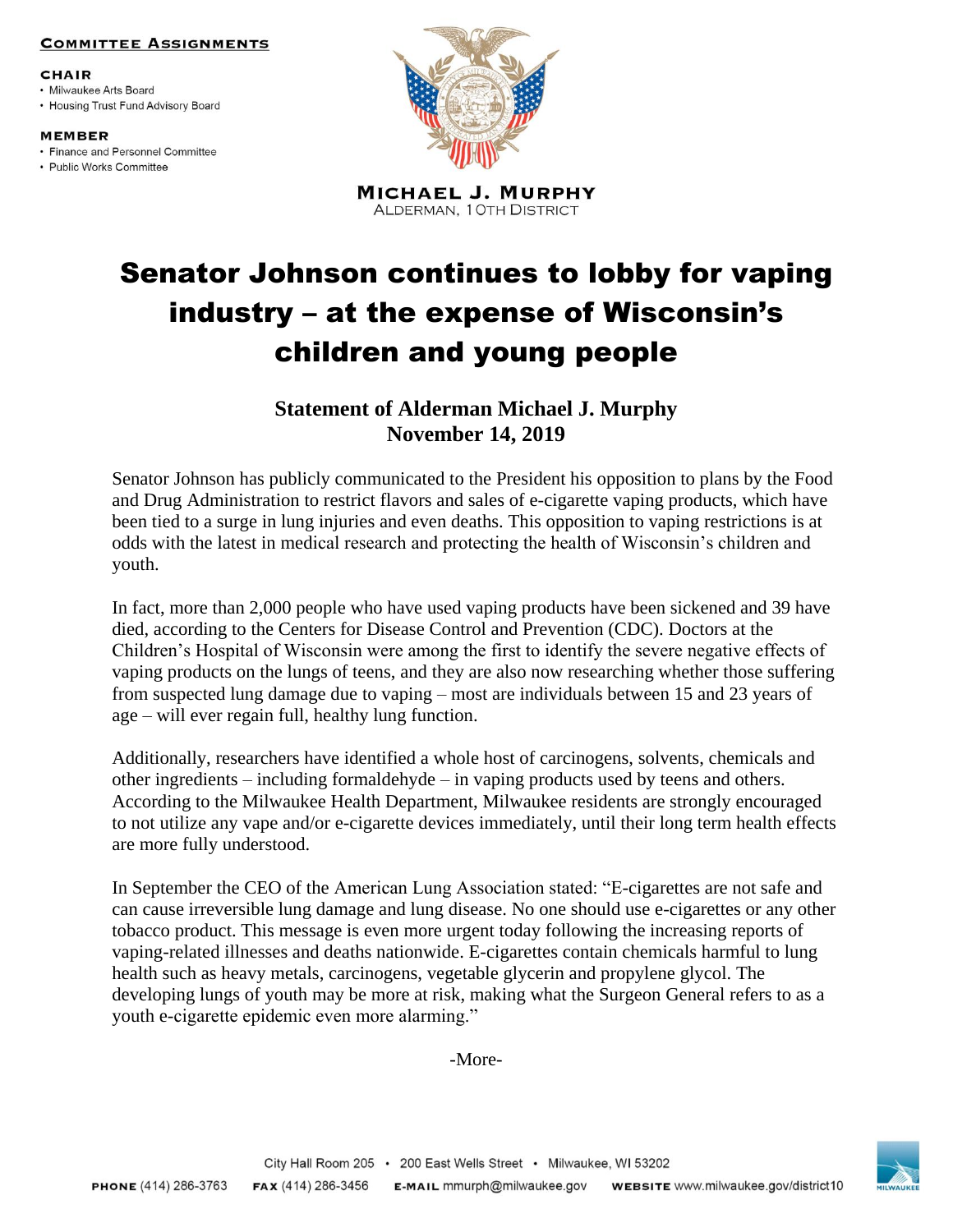**COMMITTEE ASSIGNMENTS**

**CHAIR**
- Milwaukee Arts Board
- Housing Trust Fund Advisory Board

**MEMBER**
- Finance and Personnel Committee
- Public Works Committee

**MICHAEL J. MURPHY**
ALDERMAN, 10TH DISTRICT

# Senator Johnson continues to lobby for vaping industry – at the expense of Wisconsin's children and young people

**Statement of Alderman Michael J. Murphy**
**November 14, 2019**

Senator Johnson has publicly communicated to the President his opposition to plans by the Food and Drug Administration to restrict flavors and sales of e-cigarette vaping products, which have been tied to a surge in lung injuries and even deaths. This opposition to vaping restrictions is at odds with the latest in medical research and protecting the health of Wisconsin's children and youth.

In fact, more than 2,000 people who have used vaping products have been sickened and 39 have died, according to the Centers for Disease Control and Prevention (CDC). Doctors at the Children's Hospital of Wisconsin were among the first to identify the severe negative effects of vaping products on the lungs of teens, and they are also now researching whether those suffering from suspected lung damage due to vaping – most are individuals between 15 and 23 years of age – will ever regain full, healthy lung function.

Additionally, researchers have identified a whole host of carcinogens, solvents, chemicals and other ingredients – including formaldehyde – in vaping products used by teens and others. According to the Milwaukee Health Department, Milwaukee residents are strongly encouraged to not utilize any vape and/or e-cigarette devices immediately, until their long term health effects are more fully understood.

In September the CEO of the American Lung Association stated: "E-cigarettes are not safe and can cause irreversible lung damage and lung disease. No one should use e-cigarettes or any other tobacco product. This message is even more urgent today following the increasing reports of vaping-related illnesses and deaths nationwide. E-cigarettes contain chemicals harmful to lung health such as heavy metals, carcinogens, vegetable glycerin and propylene glycol. The developing lungs of youth may be more at risk, making what the Surgeon General refers to as a youth e-cigarette epidemic even more alarming."

-More-

City Hall Room 205 • 200 East Wells Street • Milwaukee, WI 53202

**PHONE** (414) 286-3763 **FAX** (414) 286-3456 **E-MAIL** mmurph@milwaukee.gov **WEBSITE** www.milwaukee.gov/district10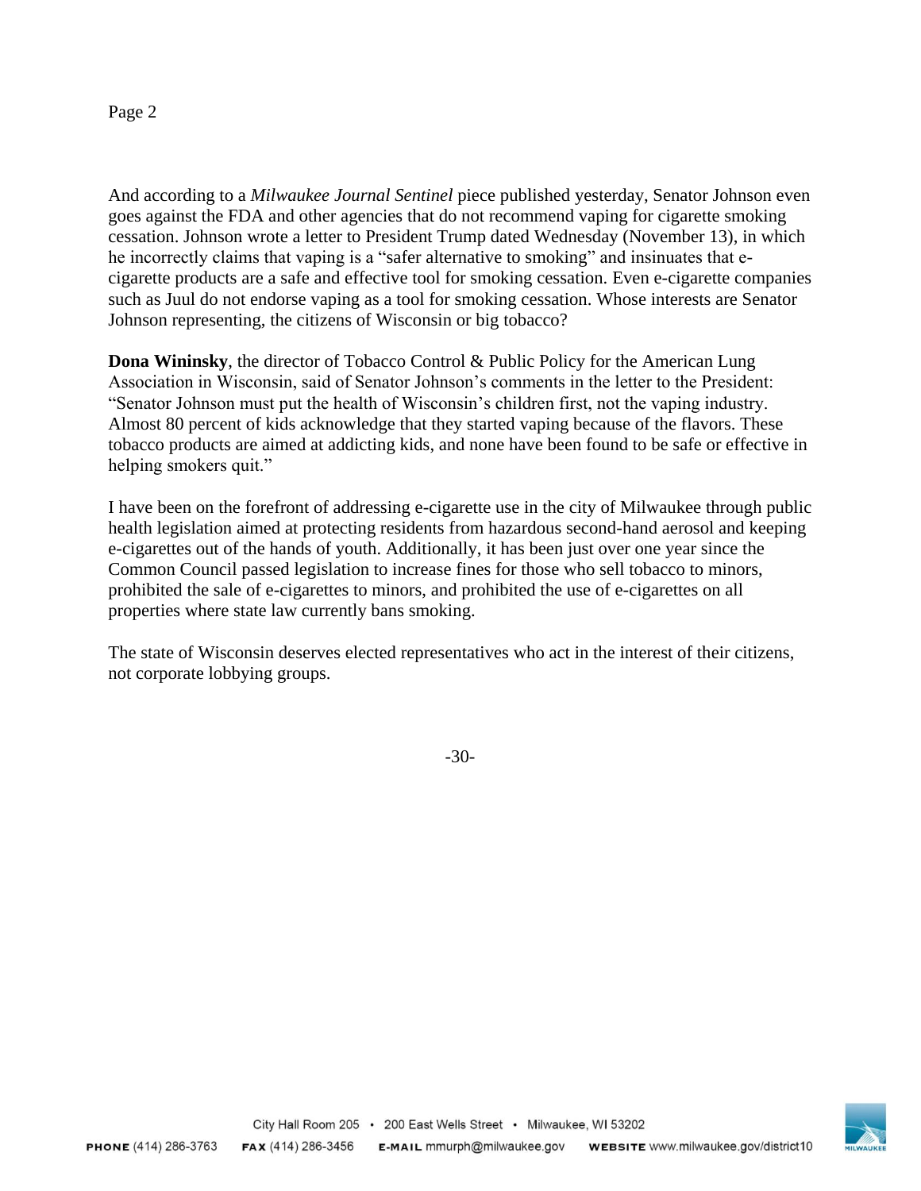And according to a *Milwaukee Journal Sentinel* piece published yesterday, Senator Johnson even goes against the FDA and other agencies that do not recommend vaping for cigarette smoking cessation. Johnson wrote a letter to President Trump dated Wednesday (November 13), in which he incorrectly claims that vaping is a "safer alternative to smoking" and insinuates that e-cigarette products are a safe and effective tool for smoking cessation. Even e-cigarette companies such as Juul do not endorse vaping as a tool for smoking cessation. Whose interests are Senator Johnson representing, the citizens of Wisconsin or big tobacco?

**Dona Wininsky**, the director of Tobacco Control & Public Policy for the American Lung Association in Wisconsin, said of Senator Johnson's comments in the letter to the President: "Senator Johnson must put the health of Wisconsin's children first, not the vaping industry. Almost 80 percent of kids acknowledge that they started vaping because of the flavors. These tobacco products are aimed at addicting kids, and none have been found to be safe or effective in helping smokers quit."

I have been on the forefront of addressing e-cigarette use in the city of Milwaukee through public health legislation aimed at protecting residents from hazardous second-hand aerosol and keeping e-cigarettes out of the hands of youth. Additionally, it has been just over one year since the Common Council passed legislation to increase fines for those who sell tobacco to minors, prohibited the sale of e-cigarettes to minors, and prohibited the use of e-cigarettes on all properties where state law currently bans smoking.

The state of Wisconsin deserves elected representatives who act in the interest of their citizens, not corporate lobbying groups.

-30-

City Hall Room 205 • 200 East Wells Street • Milwaukee, WI 53202

**PHONE** (414) 286-3763 **FAX** (414) 286-3456 **E-MAIL** mmurph@milwaukee.gov **WEBSITE** www.milwaukee.gov/district10